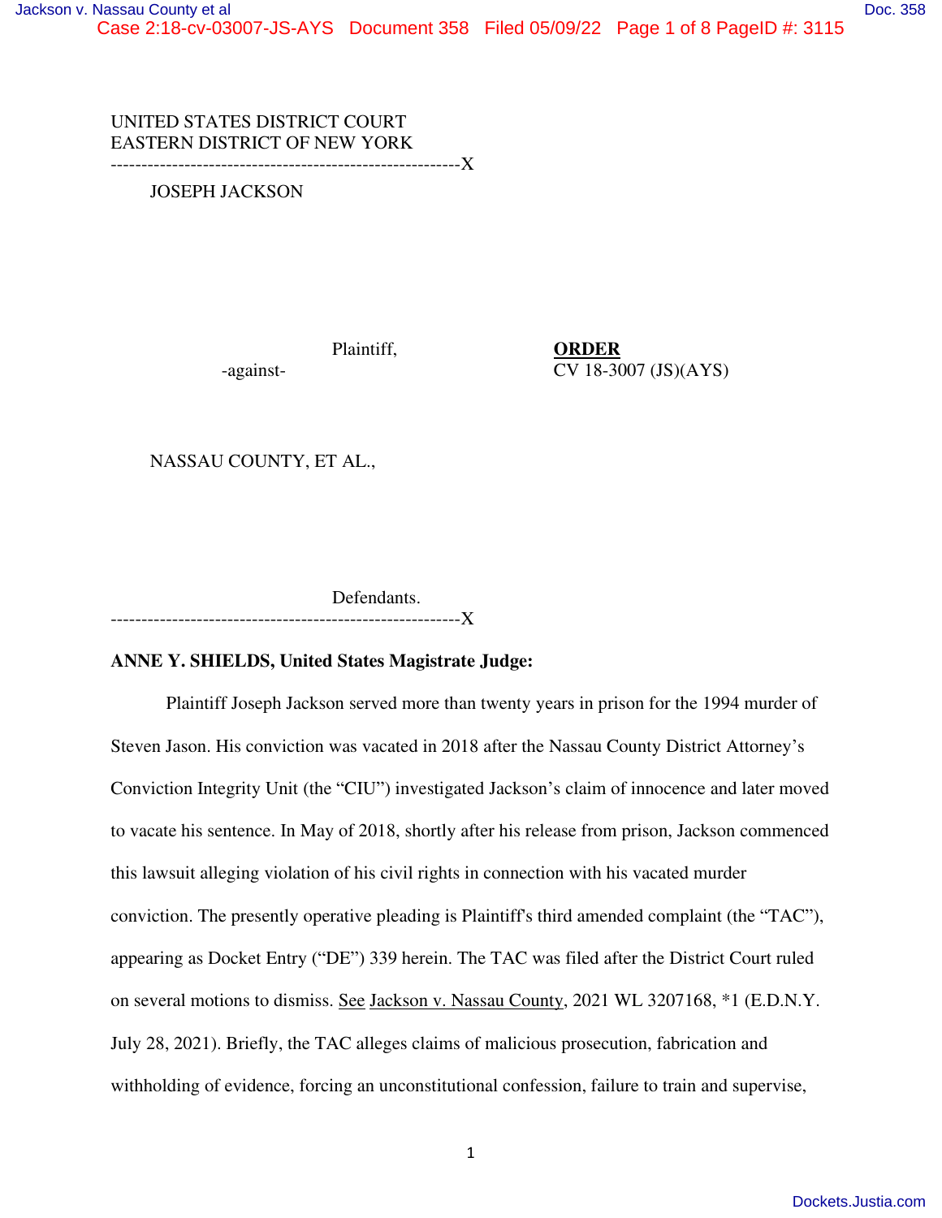UNITED STATES DISTRICT COURT
EASTERN DISTRICT OF NEW YORK
---------------------------------------------------------X

JOSEPH JACKSON

Plaintiff,

-against-

**ORDER**
CV 18-3007 (JS)(AYS)

NASSAU COUNTY, ET AL.,

Defendants.
---------------------------------------------------------X

**ANNE Y. SHIELDS, United States Magistrate Judge:**

Plaintiff Joseph Jackson served more than twenty years in prison for the 1994 murder of Steven Jason. His conviction was vacated in 2018 after the Nassau County District Attorney's Conviction Integrity Unit (the "CIU") investigated Jackson's claim of innocence and later moved to vacate his sentence. In May of 2018, shortly after his release from prison, Jackson commenced this lawsuit alleging violation of his civil rights in connection with his vacated murder conviction. The presently operative pleading is Plaintiff's third amended complaint (the "TAC"), appearing as Docket Entry ("DE") 339 herein. The TAC was filed after the District Court ruled on several motions to dismiss. See Jackson v. Nassau County, 2021 WL 3207168, *1 (E.D.N.Y. July 28, 2021). Briefly, the TAC alleges claims of malicious prosecution, fabrication and withholding of evidence, forcing an unconstitutional confession, failure to train and supervise,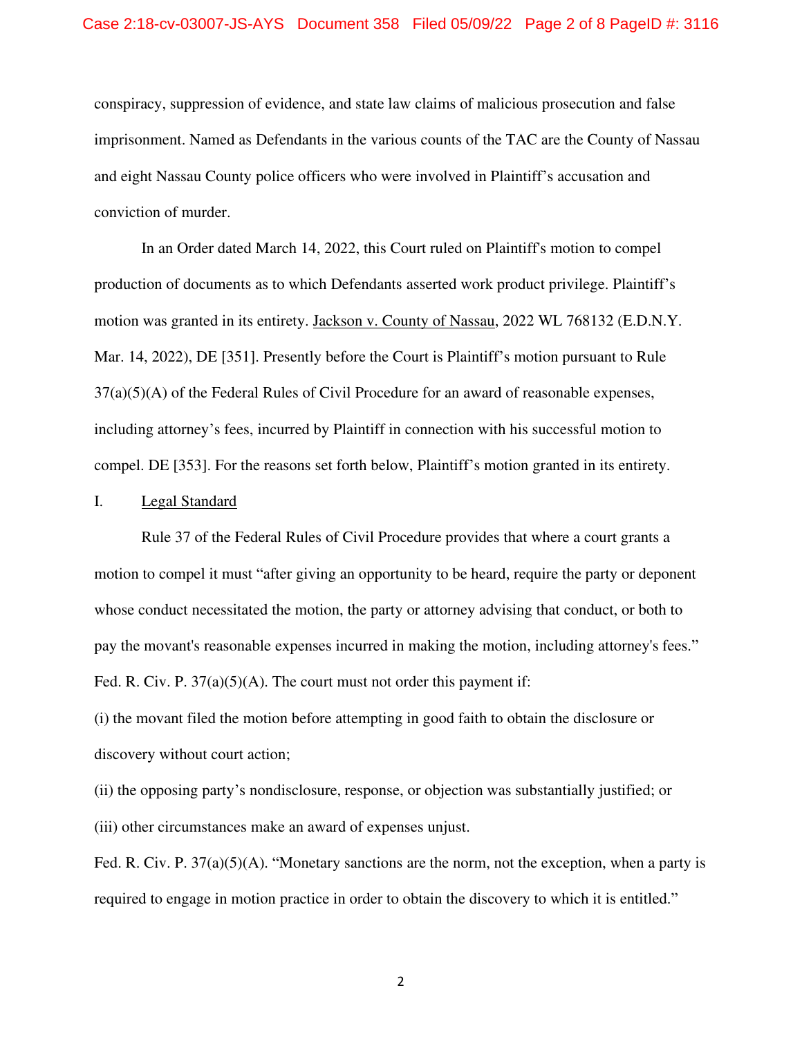conspiracy, suppression of evidence, and state law claims of malicious prosecution and false imprisonment. Named as Defendants in the various counts of the TAC are the County of Nassau and eight Nassau County police officers who were involved in Plaintiff's accusation and conviction of murder.

In an Order dated March 14, 2022, this Court ruled on Plaintiff's motion to compel production of documents as to which Defendants asserted work product privilege. Plaintiff's motion was granted in its entirety. Jackson v. County of Nassau, 2022 WL 768132 (E.D.N.Y. Mar. 14, 2022), DE [351]. Presently before the Court is Plaintiff's motion pursuant to Rule 37(a)(5)(A) of the Federal Rules of Civil Procedure for an award of reasonable expenses, including attorney's fees, incurred by Plaintiff in connection with his successful motion to compel. DE [353]. For the reasons set forth below, Plaintiff's motion granted in its entirety.

## I. Legal Standard

Rule 37 of the Federal Rules of Civil Procedure provides that where a court grants a motion to compel it must "after giving an opportunity to be heard, require the party or deponent whose conduct necessitated the motion, the party or attorney advising that conduct, or both to pay the movant's reasonable expenses incurred in making the motion, including attorney's fees." Fed. R. Civ. P. 37(a)(5)(A). The court must not order this payment if:

(i) the movant filed the motion before attempting in good faith to obtain the disclosure or discovery without court action;

(ii) the opposing party's nondisclosure, response, or objection was substantially justified; or

(iii) other circumstances make an award of expenses unjust.

Fed. R. Civ. P. 37(a)(5)(A). "Monetary sanctions are the norm, not the exception, when a party is required to engage in motion practice in order to obtain the discovery to which it is entitled."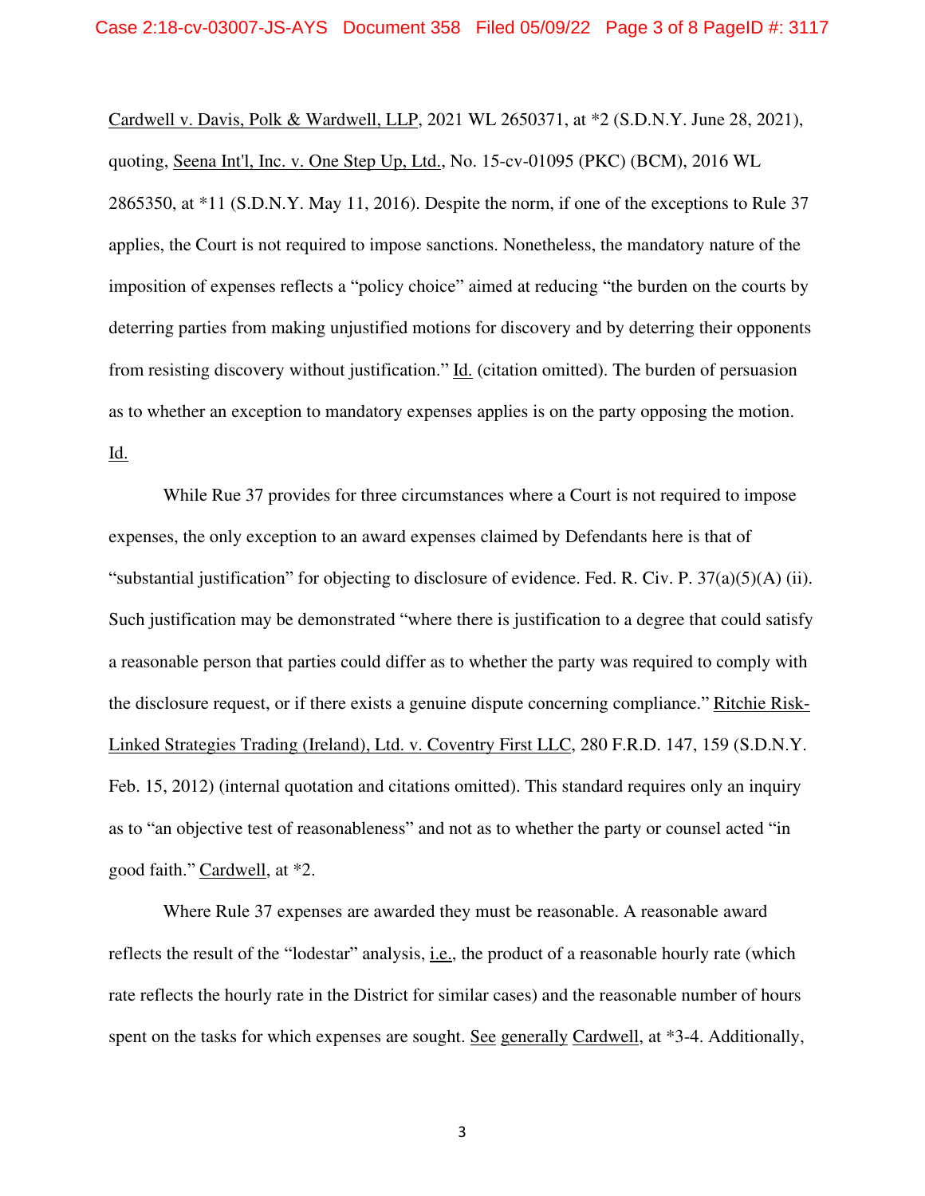Cardwell v. Davis, Polk & Wardwell, LLP, 2021 WL 2650371, at *2 (S.D.N.Y. June 28, 2021), quoting, Seena Int'l, Inc. v. One Step Up, Ltd., No. 15-cv-01095 (PKC) (BCM), 2016 WL 2865350, at *11 (S.D.N.Y. May 11, 2016). Despite the norm, if one of the exceptions to Rule 37 applies, the Court is not required to impose sanctions. Nonetheless, the mandatory nature of the imposition of expenses reflects a "policy choice" aimed at reducing "the burden on the courts by deterring parties from making unjustified motions for discovery and by deterring their opponents from resisting discovery without justification." Id. (citation omitted). The burden of persuasion as to whether an exception to mandatory expenses applies is on the party opposing the motion. Id.

While Rue 37 provides for three circumstances where a Court is not required to impose expenses, the only exception to an award expenses claimed by Defendants here is that of "substantial justification" for objecting to disclosure of evidence. Fed. R. Civ. P. 37(a)(5)(A) (ii). Such justification may be demonstrated "where there is justification to a degree that could satisfy a reasonable person that parties could differ as to whether the party was required to comply with the disclosure request, or if there exists a genuine dispute concerning compliance." Ritchie Risk-Linked Strategies Trading (Ireland), Ltd. v. Coventry First LLC, 280 F.R.D. 147, 159 (S.D.N.Y. Feb. 15, 2012) (internal quotation and citations omitted). This standard requires only an inquiry as to "an objective test of reasonableness" and not as to whether the party or counsel acted "in good faith." Cardwell, at *2.

Where Rule 37 expenses are awarded they must be reasonable. A reasonable award reflects the result of the "lodestar" analysis, i.e., the product of a reasonable hourly rate (which rate reflects the hourly rate in the District for similar cases) and the reasonable number of hours spent on the tasks for which expenses are sought. See generally Cardwell, at *3-4. Additionally,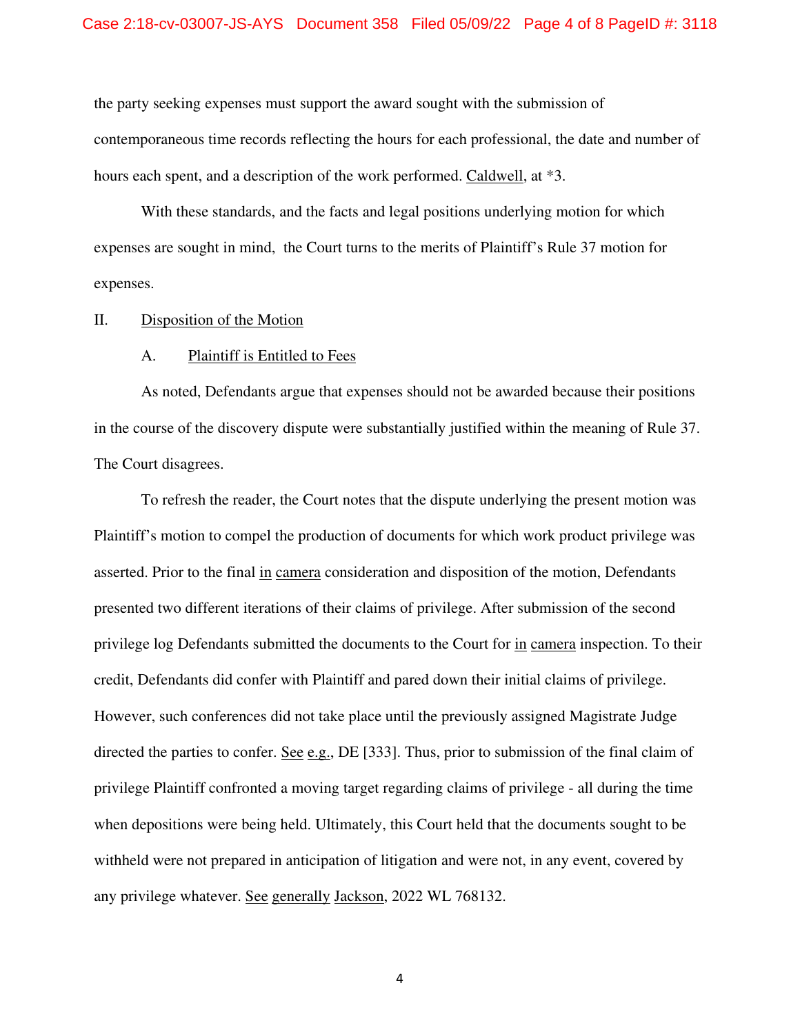the party seeking expenses must support the award sought with the submission of contemporaneous time records reflecting the hours for each professional, the date and number of hours each spent, and a description of the work performed. Caldwell, at *3.

With these standards, and the facts and legal positions underlying motion for which expenses are sought in mind, the Court turns to the merits of Plaintiff's Rule 37 motion for expenses.

## II. Disposition of the Motion

### A. Plaintiff is Entitled to Fees

As noted, Defendants argue that expenses should not be awarded because their positions in the course of the discovery dispute were substantially justified within the meaning of Rule 37. The Court disagrees.

To refresh the reader, the Court notes that the dispute underlying the present motion was Plaintiff's motion to compel the production of documents for which work product privilege was asserted. Prior to the final in camera consideration and disposition of the motion, Defendants presented two different iterations of their claims of privilege. After submission of the second privilege log Defendants submitted the documents to the Court for in camera inspection. To their credit, Defendants did confer with Plaintiff and pared down their initial claims of privilege. However, such conferences did not take place until the previously assigned Magistrate Judge directed the parties to confer. See e.g., DE [333]. Thus, prior to submission of the final claim of privilege Plaintiff confronted a moving target regarding claims of privilege - all during the time when depositions were being held. Ultimately, this Court held that the documents sought to be withheld were not prepared in anticipation of litigation and were not, in any event, covered by any privilege whatever. See generally Jackson, 2022 WL 768132.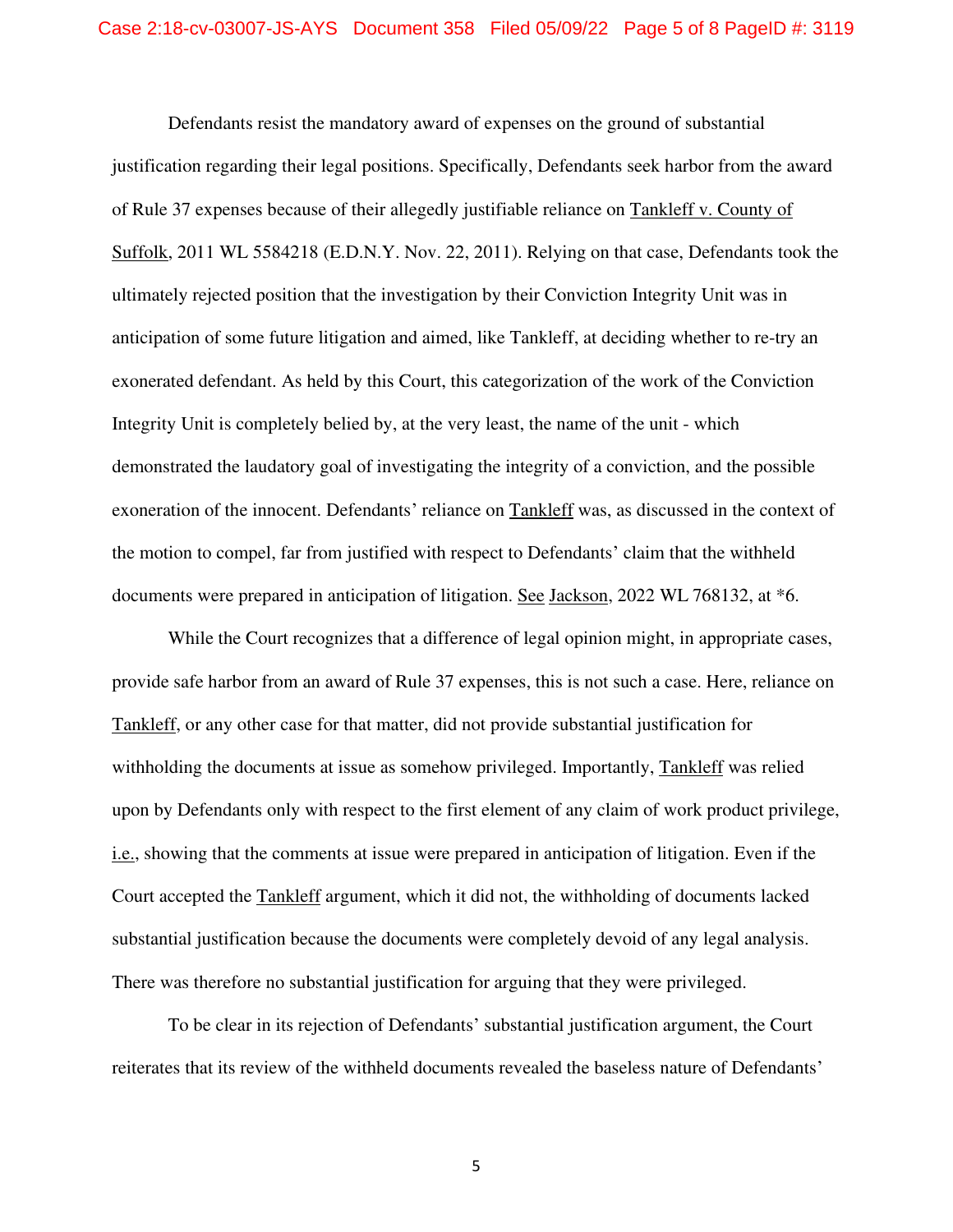Defendants resist the mandatory award of expenses on the ground of substantial justification regarding their legal positions. Specifically, Defendants seek harbor from the award of Rule 37 expenses because of their allegedly justifiable reliance on Tankleff v. County of Suffolk, 2011 WL 5584218 (E.D.N.Y. Nov. 22, 2011). Relying on that case, Defendants took the ultimately rejected position that the investigation by their Conviction Integrity Unit was in anticipation of some future litigation and aimed, like Tankleff, at deciding whether to re-try an exonerated defendant. As held by this Court, this categorization of the work of the Conviction Integrity Unit is completely belied by, at the very least, the name of the unit - which demonstrated the laudatory goal of investigating the integrity of a conviction, and the possible exoneration of the innocent. Defendants' reliance on Tankleff was, as discussed in the context of the motion to compel, far from justified with respect to Defendants' claim that the withheld documents were prepared in anticipation of litigation. See Jackson, 2022 WL 768132, at *6.

While the Court recognizes that a difference of legal opinion might, in appropriate cases, provide safe harbor from an award of Rule 37 expenses, this is not such a case. Here, reliance on Tankleff, or any other case for that matter, did not provide substantial justification for withholding the documents at issue as somehow privileged. Importantly, Tankleff was relied upon by Defendants only with respect to the first element of any claim of work product privilege, i.e., showing that the comments at issue were prepared in anticipation of litigation. Even if the Court accepted the Tankleff argument, which it did not, the withholding of documents lacked substantial justification because the documents were completely devoid of any legal analysis. There was therefore no substantial justification for arguing that they were privileged.

To be clear in its rejection of Defendants' substantial justification argument, the Court reiterates that its review of the withheld documents revealed the baseless nature of Defendants'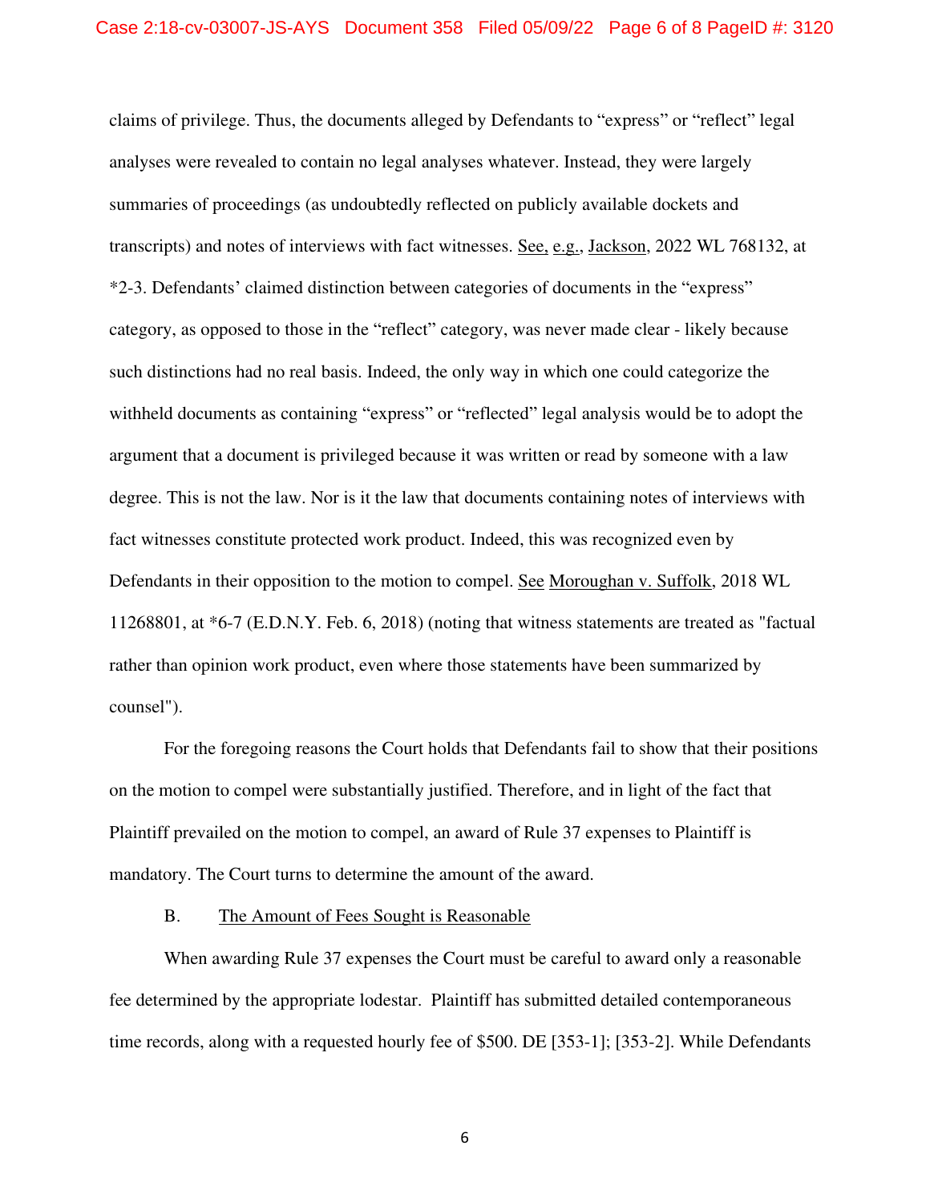claims of privilege. Thus, the documents alleged by Defendants to "express" or "reflect" legal analyses were revealed to contain no legal analyses whatever. Instead, they were largely summaries of proceedings (as undoubtedly reflected on publicly available dockets and transcripts) and notes of interviews with fact witnesses. See, e.g., Jackson, 2022 WL 768132, at *2-3. Defendants' claimed distinction between categories of documents in the "express" category, as opposed to those in the "reflect" category, was never made clear - likely because such distinctions had no real basis. Indeed, the only way in which one could categorize the withheld documents as containing "express" or "reflected" legal analysis would be to adopt the argument that a document is privileged because it was written or read by someone with a law degree. This is not the law. Nor is it the law that documents containing notes of interviews with fact witnesses constitute protected work product. Indeed, this was recognized even by Defendants in their opposition to the motion to compel. See Moroughan v. Suffolk, 2018 WL 11268801, at *6-7 (E.D.N.Y. Feb. 6, 2018) (noting that witness statements are treated as "factual rather than opinion work product, even where those statements have been summarized by counsel").

For the foregoing reasons the Court holds that Defendants fail to show that their positions on the motion to compel were substantially justified. Therefore, and in light of the fact that Plaintiff prevailed on the motion to compel, an award of Rule 37 expenses to Plaintiff is mandatory. The Court turns to determine the amount of the award.

B. The Amount of Fees Sought is Reasonable

When awarding Rule 37 expenses the Court must be careful to award only a reasonable fee determined by the appropriate lodestar. Plaintiff has submitted detailed contemporaneous time records, along with a requested hourly fee of $500. DE [353-1]; [353-2]. While Defendants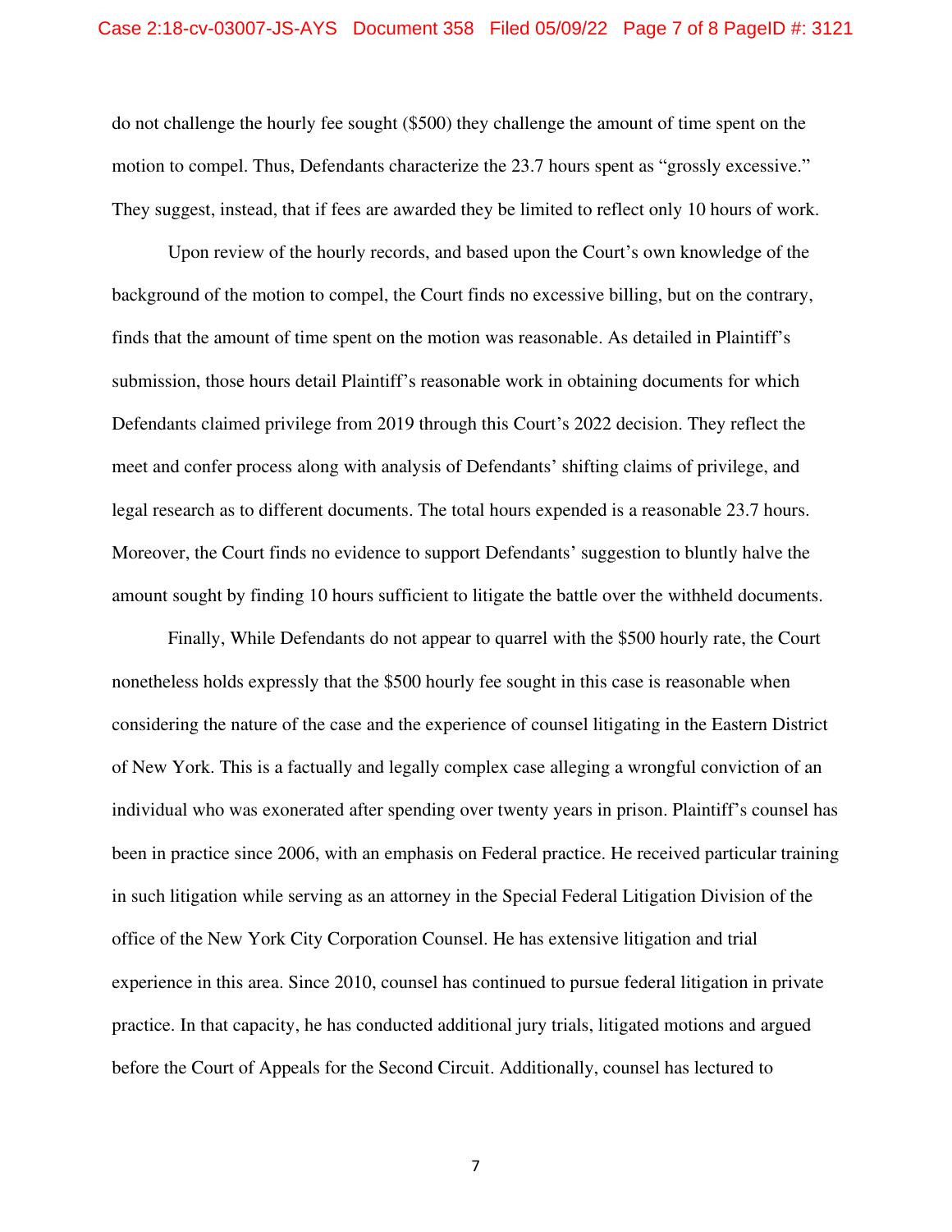do not challenge the hourly fee sought ($500) they challenge the amount of time spent on the motion to compel. Thus, Defendants characterize the 23.7 hours spent as "grossly excessive." They suggest, instead, that if fees are awarded they be limited to reflect only 10 hours of work.

Upon review of the hourly records, and based upon the Court's own knowledge of the background of the motion to compel, the Court finds no excessive billing, but on the contrary, finds that the amount of time spent on the motion was reasonable. As detailed in Plaintiff's submission, those hours detail Plaintiff's reasonable work in obtaining documents for which Defendants claimed privilege from 2019 through this Court's 2022 decision. They reflect the meet and confer process along with analysis of Defendants' shifting claims of privilege, and legal research as to different documents. The total hours expended is a reasonable 23.7 hours. Moreover, the Court finds no evidence to support Defendants' suggestion to bluntly halve the amount sought by finding 10 hours sufficient to litigate the battle over the withheld documents.

Finally, While Defendants do not appear to quarrel with the $500 hourly rate, the Court nonetheless holds expressly that the $500 hourly fee sought in this case is reasonable when considering the nature of the case and the experience of counsel litigating in the Eastern District of New York. This is a factually and legally complex case alleging a wrongful conviction of an individual who was exonerated after spending over twenty years in prison. Plaintiff's counsel has been in practice since 2006, with an emphasis on Federal practice. He received particular training in such litigation while serving as an attorney in the Special Federal Litigation Division of the office of the New York City Corporation Counsel. He has extensive litigation and trial experience in this area. Since 2010, counsel has continued to pursue federal litigation in private practice. In that capacity, he has conducted additional jury trials, litigated motions and argued before the Court of Appeals for the Second Circuit. Additionally, counsel has lectured to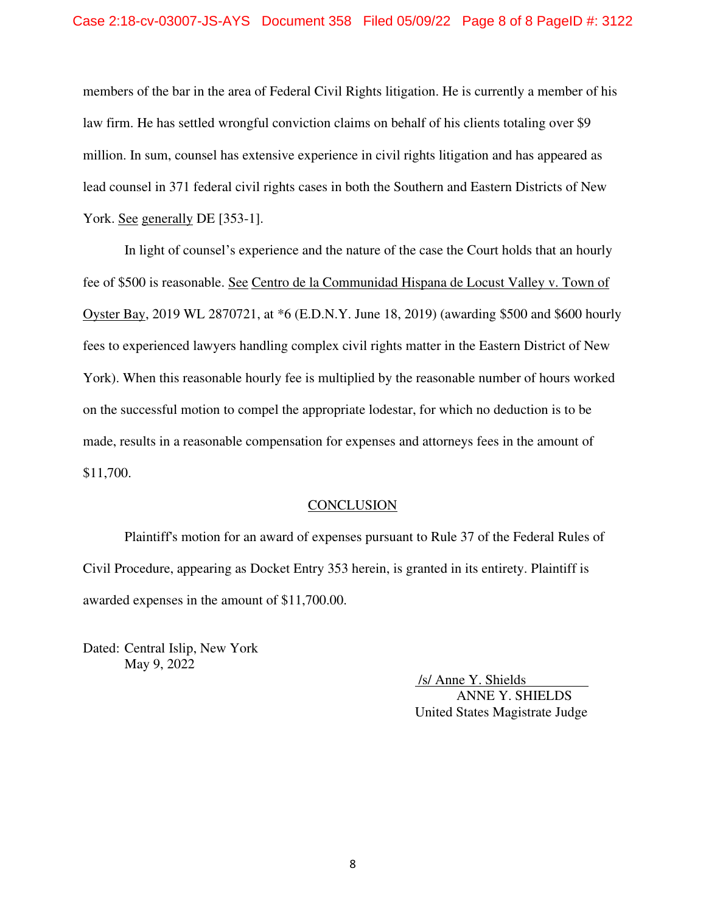members of the bar in the area of Federal Civil Rights litigation. He is currently a member of his law firm. He has settled wrongful conviction claims on behalf of his clients totaling over $9 million. In sum, counsel has extensive experience in civil rights litigation and has appeared as lead counsel in 371 federal civil rights cases in both the Southern and Eastern Districts of New York. See generally DE [353-1].

In light of counsel's experience and the nature of the case the Court holds that an hourly fee of $500 is reasonable. See Centro de la Communidad Hispana de Locust Valley v. Town of Oyster Bay, 2019 WL 2870721, at *6 (E.D.N.Y. June 18, 2019) (awarding $500 and $600 hourly fees to experienced lawyers handling complex civil rights matter in the Eastern District of New York). When this reasonable hourly fee is multiplied by the reasonable number of hours worked on the successful motion to compel the appropriate lodestar, for which no deduction is to be made, results in a reasonable compensation for expenses and attorneys fees in the amount of $11,700.

## CONCLUSION

Plaintiff's motion for an award of expenses pursuant to Rule 37 of the Federal Rules of Civil Procedure, appearing as Docket Entry 353 herein, is granted in its entirety. Plaintiff is awarded expenses in the amount of $11,700.00.

Dated: Central Islip, New York
May 9, 2022

/s/ Anne Y. Shields
ANNE Y. SHIELDS
United States Magistrate Judge